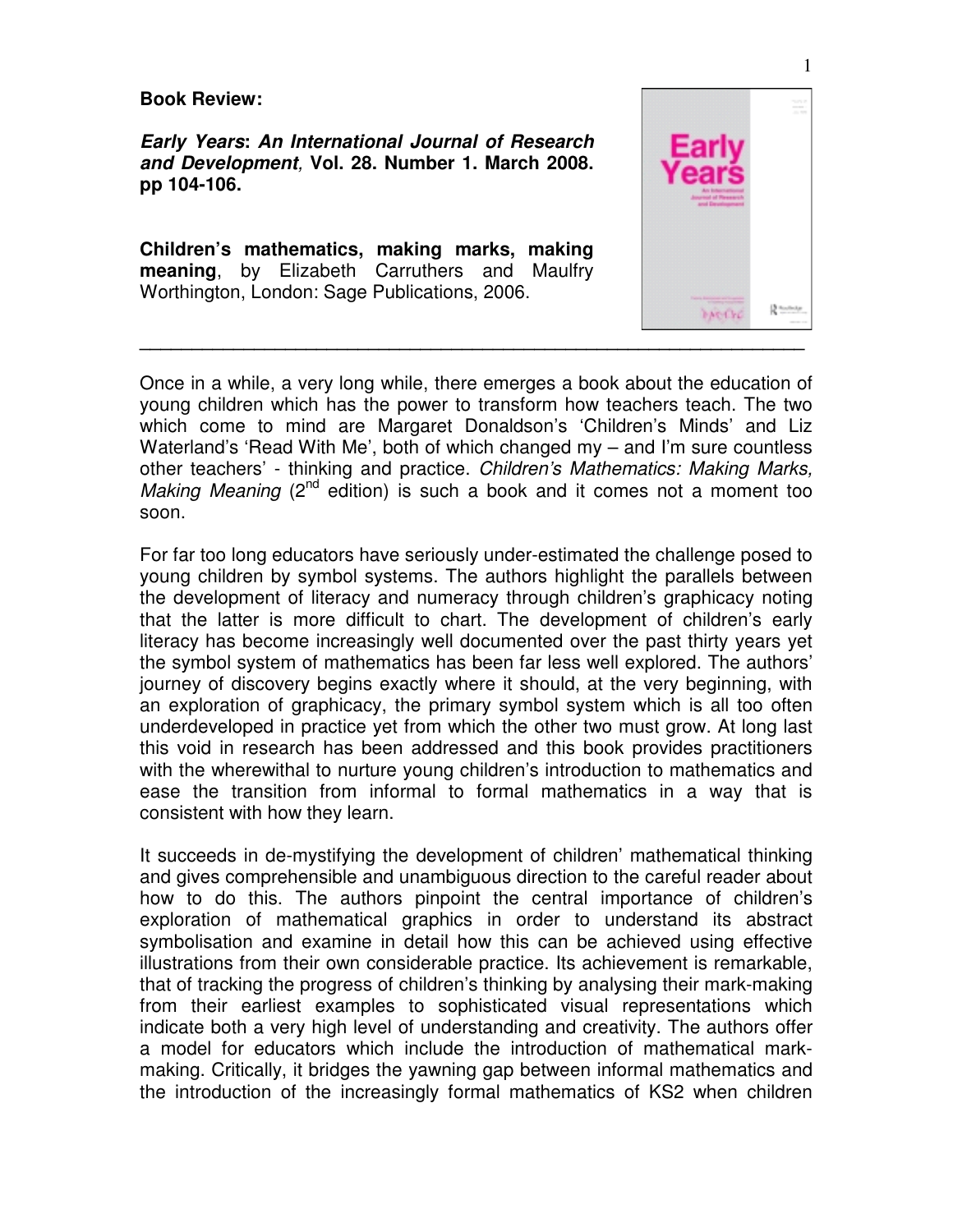**Book Review:**

***Early Years*: *An International Journal of Research and Development*, Vol. 28. Number 1. March 2008. pp 104-106.**

**Children's mathematics, making marks, making meaning**, by Elizabeth Carruthers and Maulfry Worthington, London: Sage Publications, 2006.

---

Once in a while, a very long while, there emerges a book about the education of young children which has the power to transform how teachers teach. The two which come to mind are Margaret Donaldson's 'Children's Minds' and Liz Waterland's 'Read With Me', both of which changed my – and I'm sure countless other teachers' - thinking and practice. *Children's Mathematics: Making Marks, Making Meaning* (2nd edition) is such a book and it comes not a moment too soon.

For far too long educators have seriously under-estimated the challenge posed to young children by symbol systems. The authors highlight the parallels between the development of literacy and numeracy through children's graphicacy noting that the latter is more difficult to chart. The development of children's early literacy has become increasingly well documented over the past thirty years yet the symbol system of mathematics has been far less well explored. The authors' journey of discovery begins exactly where it should, at the very beginning, with an exploration of graphicacy, the primary symbol system which is all too often underdeveloped in practice yet from which the other two must grow. At long last this void in research has been addressed and this book provides practitioners with the wherewithal to nurture young children's introduction to mathematics and ease the transition from informal to formal mathematics in a way that is consistent with how they learn.

It succeeds in de-mystifying the development of children' mathematical thinking and gives comprehensible and unambiguous direction to the careful reader about how to do this. The authors pinpoint the central importance of children's exploration of mathematical graphics in order to understand its abstract symbolisation and examine in detail how this can be achieved using effective illustrations from their own considerable practice. Its achievement is remarkable, that of tracking the progress of children's thinking by analysing their mark-making from their earliest examples to sophisticated visual representations which indicate both a very high level of understanding and creativity. The authors offer a model for educators which include the introduction of mathematical mark-making. Critically, it bridges the yawning gap between informal mathematics and the introduction of the increasingly formal mathematics of KS2 when children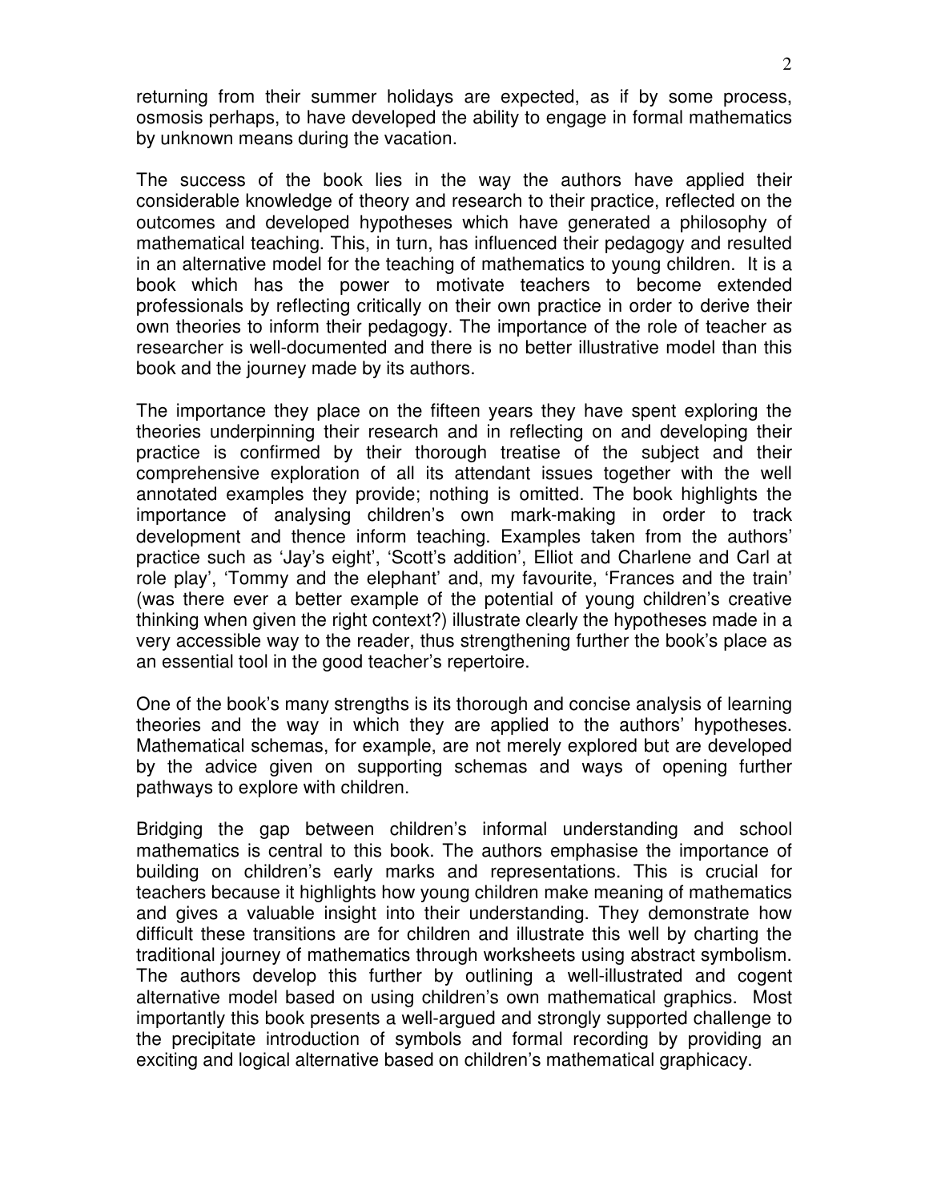returning from their summer holidays are expected, as if by some process, osmosis perhaps, to have developed the ability to engage in formal mathematics by unknown means during the vacation.

The success of the book lies in the way the authors have applied their considerable knowledge of theory and research to their practice, reflected on the outcomes and developed hypotheses which have generated a philosophy of mathematical teaching. This, in turn, has influenced their pedagogy and resulted in an alternative model for the teaching of mathematics to young children. It is a book which has the power to motivate teachers to become extended professionals by reflecting critically on their own practice in order to derive their own theories to inform their pedagogy. The importance of the role of teacher as researcher is well-documented and there is no better illustrative model than this book and the journey made by its authors.

The importance they place on the fifteen years they have spent exploring the theories underpinning their research and in reflecting on and developing their practice is confirmed by their thorough treatise of the subject and their comprehensive exploration of all its attendant issues together with the well annotated examples they provide; nothing is omitted. The book highlights the importance of analysing children's own mark-making in order to track development and thence inform teaching. Examples taken from the authors' practice such as 'Jay's eight', 'Scott's addition', Elliot and Charlene and Carl at role play', 'Tommy and the elephant' and, my favourite, 'Frances and the train' (was there ever a better example of the potential of young children's creative thinking when given the right context?) illustrate clearly the hypotheses made in a very accessible way to the reader, thus strengthening further the book's place as an essential tool in the good teacher's repertoire.

One of the book's many strengths is its thorough and concise analysis of learning theories and the way in which they are applied to the authors' hypotheses. Mathematical schemas, for example, are not merely explored but are developed by the advice given on supporting schemas and ways of opening further pathways to explore with children.

Bridging the gap between children's informal understanding and school mathematics is central to this book. The authors emphasise the importance of building on children's early marks and representations. This is crucial for teachers because it highlights how young children make meaning of mathematics and gives a valuable insight into their understanding. They demonstrate how difficult these transitions are for children and illustrate this well by charting the traditional journey of mathematics through worksheets using abstract symbolism. The authors develop this further by outlining a well-illustrated and cogent alternative model based on using children's own mathematical graphics. Most importantly this book presents a well-argued and strongly supported challenge to the precipitate introduction of symbols and formal recording by providing an exciting and logical alternative based on children's mathematical graphicacy.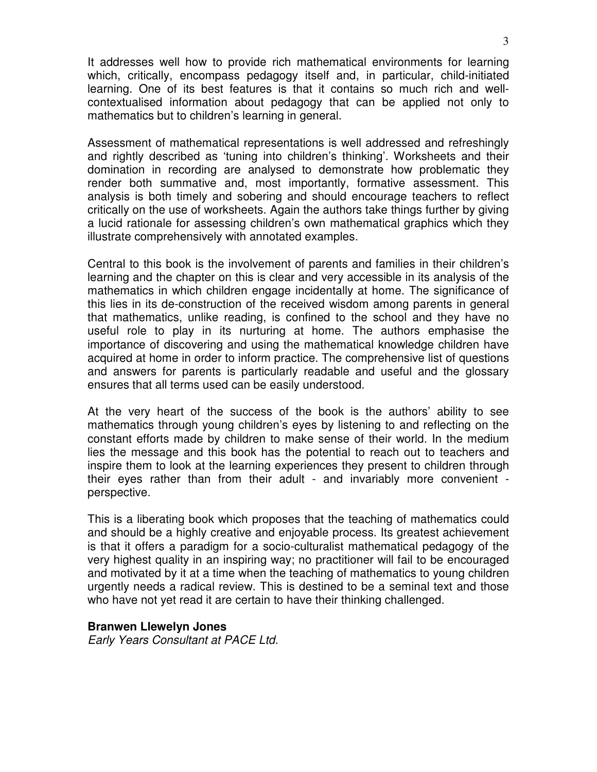It addresses well how to provide rich mathematical environments for learning which, critically, encompass pedagogy itself and, in particular, child-initiated learning. One of its best features is that it contains so much rich and well-contextualised information about pedagogy that can be applied not only to mathematics but to children's learning in general.

Assessment of mathematical representations is well addressed and refreshingly and rightly described as 'tuning into children's thinking'. Worksheets and their domination in recording are analysed to demonstrate how problematic they render both summative and, most importantly, formative assessment. This analysis is both timely and sobering and should encourage teachers to reflect critically on the use of worksheets. Again the authors take things further by giving a lucid rationale for assessing children's own mathematical graphics which they illustrate comprehensively with annotated examples.

Central to this book is the involvement of parents and families in their children's learning and the chapter on this is clear and very accessible in its analysis of the mathematics in which children engage incidentally at home. The significance of this lies in its de-construction of the received wisdom among parents in general that mathematics, unlike reading, is confined to the school and they have no useful role to play in its nurturing at home. The authors emphasise the importance of discovering and using the mathematical knowledge children have acquired at home in order to inform practice. The comprehensive list of questions and answers for parents is particularly readable and useful and the glossary ensures that all terms used can be easily understood.

At the very heart of the success of the book is the authors' ability to see mathematics through young children's eyes by listening to and reflecting on the constant efforts made by children to make sense of their world. In the medium lies the message and this book has the potential to reach out to teachers and inspire them to look at the learning experiences they present to children through their eyes rather than from their adult - and invariably more convenient - perspective.

This is a liberating book which proposes that the teaching of mathematics could and should be a highly creative and enjoyable process. Its greatest achievement is that it offers a paradigm for a socio-culturalist mathematical pedagogy of the very highest quality in an inspiring way; no practitioner will fail to be encouraged and motivated by it at a time when the teaching of mathematics to young children urgently needs a radical review. This is destined to be a seminal text and those who have not yet read it are certain to have their thinking challenged.

**Branwen Llewelyn Jones**
*Early Years Consultant at PACE Ltd.*